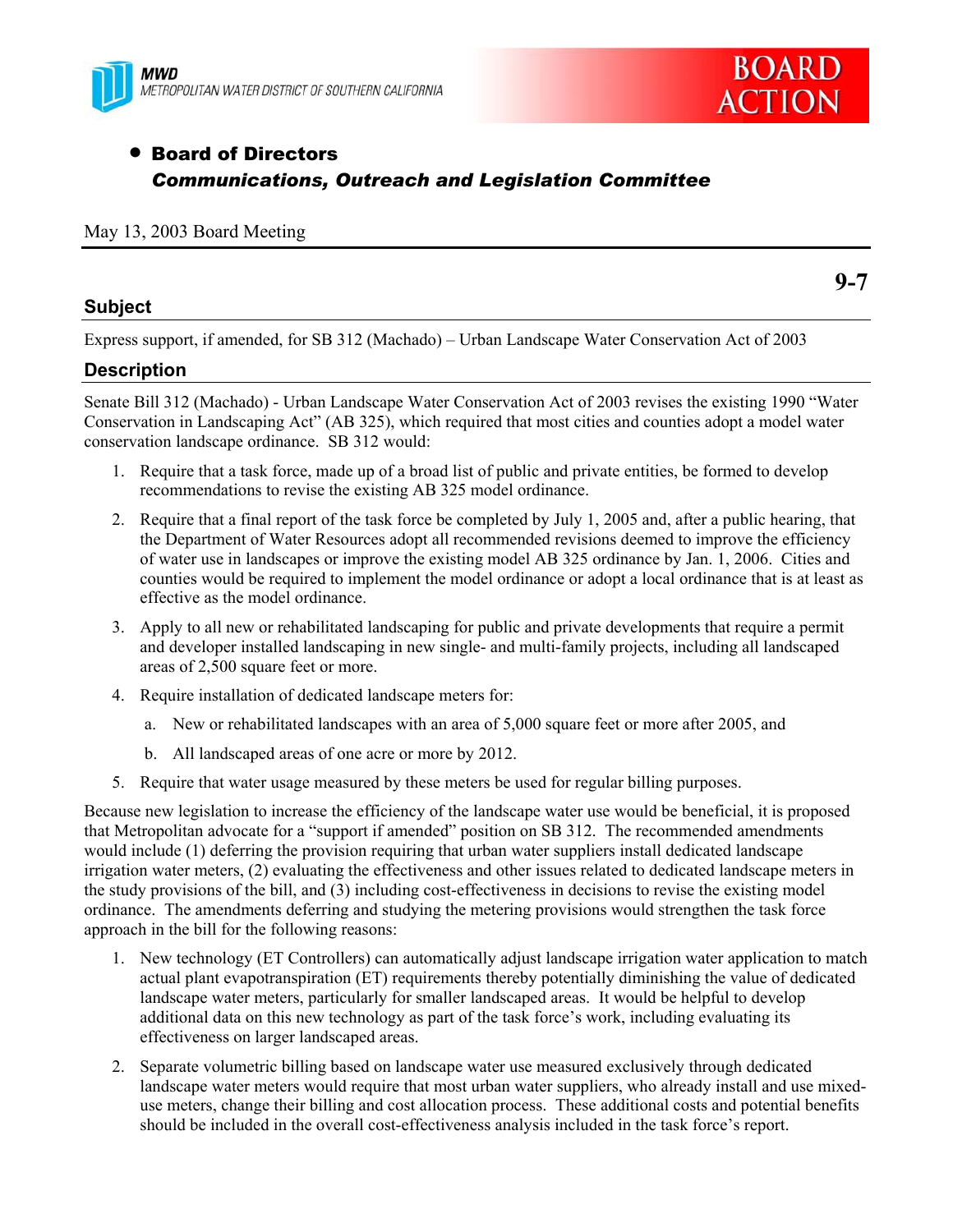MWD
METROPOLITAN WATER DISTRICT OF SOUTHERN CALIFORNIA

BOARD ACTION

- **Board of Directors**
  ***Communications, Outreach and Legislation Committee***

May 13, 2003 Board Meeting

**9-7**

## Subject

Express support, if amended, for SB 312 (Machado) – Urban Landscape Water Conservation Act of 2003

## Description

Senate Bill 312 (Machado) - Urban Landscape Water Conservation Act of 2003 revises the existing 1990 "Water Conservation in Landscaping Act" (AB 325), which required that most cities and counties adopt a model water conservation landscape ordinance. SB 312 would:

1. Require that a task force, made up of a broad list of public and private entities, be formed to develop recommendations to revise the existing AB 325 model ordinance.
2. Require that a final report of the task force be completed by July 1, 2005 and, after a public hearing, that the Department of Water Resources adopt all recommended revisions deemed to improve the efficiency of water use in landscapes or improve the existing model AB 325 ordinance by Jan. 1, 2006. Cities and counties would be required to implement the model ordinance or adopt a local ordinance that is at least as effective as the model ordinance.
3. Apply to all new or rehabilitated landscaping for public and private developments that require a permit and developer installed landscaping in new single- and multi-family projects, including all landscaped areas of 2,500 square feet or more.
4. Require installation of dedicated landscape meters for:
   a. New or rehabilitated landscapes with an area of 5,000 square feet or more after 2005, and
   b. All landscaped areas of one acre or more by 2012.
5. Require that water usage measured by these meters be used for regular billing purposes.

Because new legislation to increase the efficiency of the landscape water use would be beneficial, it is proposed that Metropolitan advocate for a "support if amended" position on SB 312. The recommended amendments would include (1) deferring the provision requiring that urban water suppliers install dedicated landscape irrigation water meters, (2) evaluating the effectiveness and other issues related to dedicated landscape meters in the study provisions of the bill, and (3) including cost-effectiveness in decisions to revise the existing model ordinance. The amendments deferring and studying the metering provisions would strengthen the task force approach in the bill for the following reasons:

1. New technology (ET Controllers) can automatically adjust landscape irrigation water application to match actual plant evapotranspiration (ET) requirements thereby potentially diminishing the value of dedicated landscape water meters, particularly for smaller landscaped areas. It would be helpful to develop additional data on this new technology as part of the task force's work, including evaluating its effectiveness on larger landscaped areas.
2. Separate volumetric billing based on landscape water use measured exclusively through dedicated landscape water meters would require that most urban water suppliers, who already install and use mixed-use meters, change their billing and cost allocation process. These additional costs and potential benefits should be included in the overall cost-effectiveness analysis included in the task force's report.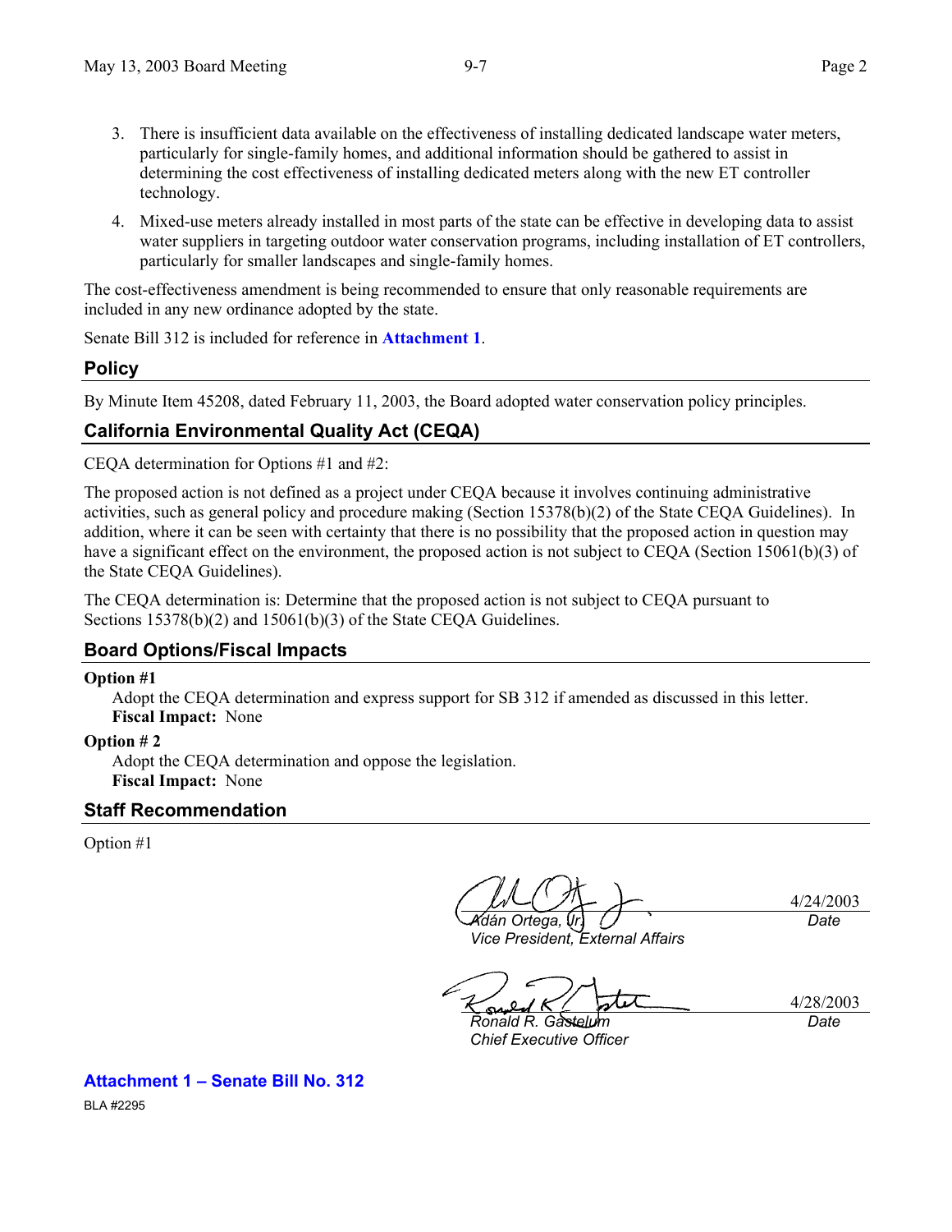3. There is insufficient data available on the effectiveness of installing dedicated landscape water meters, particularly for single-family homes, and additional information should be gathered to assist in determining the cost effectiveness of installing dedicated meters along with the new ET controller technology.
4. Mixed-use meters already installed in most parts of the state can be effective in developing data to assist water suppliers in targeting outdoor water conservation programs, including installation of ET controllers, particularly for smaller landscapes and single-family homes.

The cost-effectiveness amendment is being recommended to ensure that only reasonable requirements are included in any new ordinance adopted by the state.

Senate Bill 312 is included for reference in **Attachment 1**.

## Policy

By Minute Item 45208, dated February 11, 2003, the Board adopted water conservation policy principles.

## California Environmental Quality Act (CEQA)

CEQA determination for Options #1 and #2:

The proposed action is not defined as a project under CEQA because it involves continuing administrative activities, such as general policy and procedure making (Section 15378(b)(2) of the State CEQA Guidelines). In addition, where it can be seen with certainty that there is no possibility that the proposed action in question may have a significant effect on the environment, the proposed action is not subject to CEQA (Section 15061(b)(3) of the State CEQA Guidelines).

The CEQA determination is: Determine that the proposed action is not subject to CEQA pursuant to Sections 15378(b)(2) and 15061(b)(3) of the State CEQA Guidelines.

## Board Options/Fiscal Impacts

**Option #1**

Adopt the CEQA determination and express support for SB 312 if amended as discussed in this letter.
**Fiscal Impact:** None

**Option # 2**

Adopt the CEQA determination and oppose the legislation.
**Fiscal Impact:** None

## Staff Recommendation

Option #1

| | |
|---|---|
| *Adán Ortega, Jr.*<br>*Vice President, External Affairs* | 4/24/2003<br>*Date* |
| *Ronald R. Gastelum*<br>*Chief Executive Officer* | 4/28/2003<br>*Date* |

**Attachment 1 – Senate Bill No. 312**

BLA #2295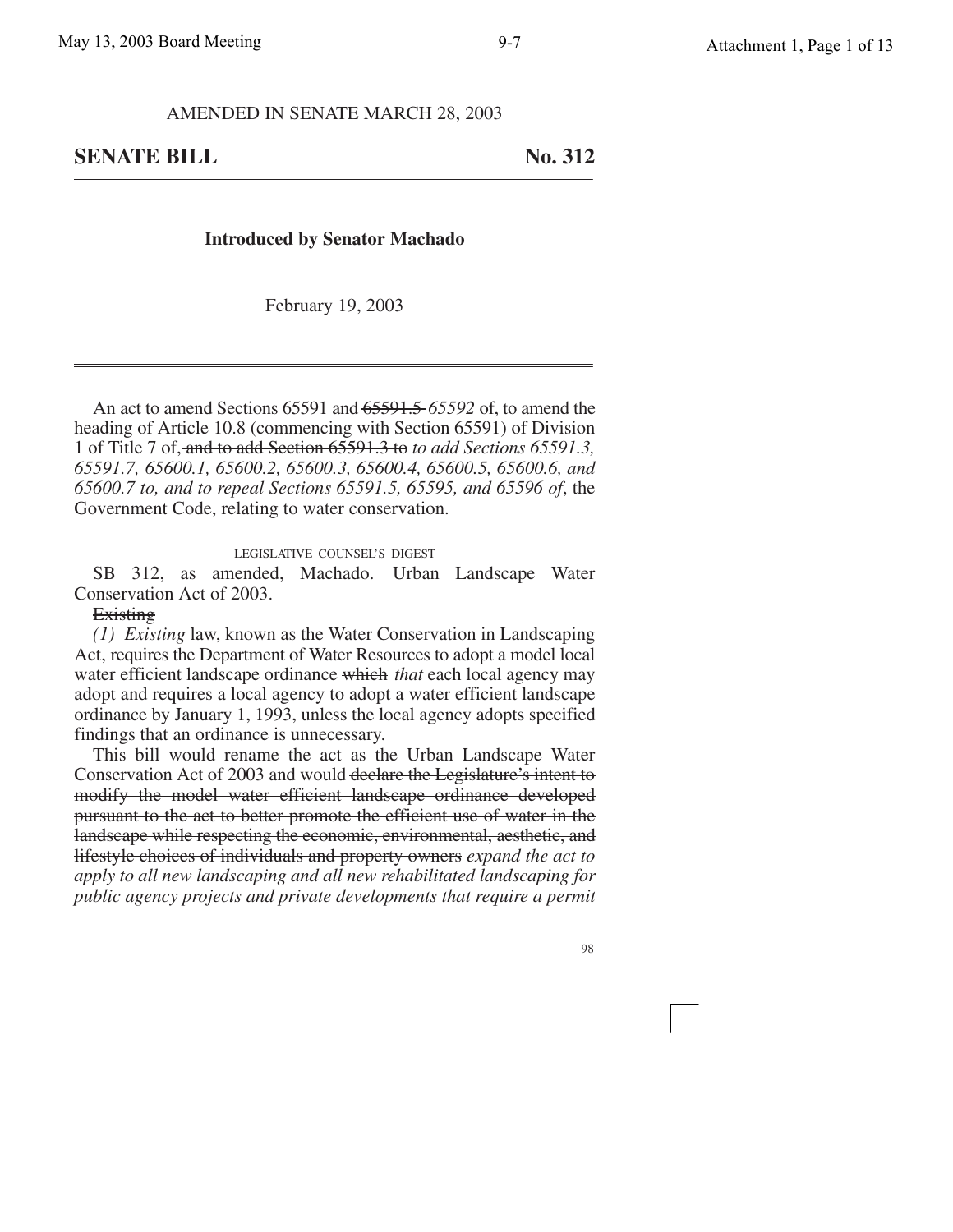AMENDED IN SENATE MARCH 28, 2003

## SENATE BILL No. 312

**Introduced by Senator Machado**

February 19, 2003

An act to amend Sections 65591 and ~~65591.5~~ *65592* of, to amend the heading of Article 10.8 (commencing with Section 65591) of Division 1 of Title 7 of, ~~and to add Section 65591.3 to~~ *to add Sections 65591.3, 65591.7, 65600.1, 65600.2, 65600.3, 65600.4, 65600.5, 65600.6, and 65600.7 to, and to repeal Sections 65591.5, 65595, and 65596 of*, the Government Code, relating to water conservation.

LEGISLATIVE COUNSEL'S DIGEST

SB 312, as amended, Machado. Urban Landscape Water Conservation Act of 2003.

~~Existing~~

*(1) Existing* law, known as the Water Conservation in Landscaping Act, requires the Department of Water Resources to adopt a model local water efficient landscape ordinance ~~which~~ *that* each local agency may adopt and requires a local agency to adopt a water efficient landscape ordinance by January 1, 1993, unless the local agency adopts specified findings that an ordinance is unnecessary.

This bill would rename the act as the Urban Landscape Water Conservation Act of 2003 and would ~~declare the Legislature's intent to modify the model water efficient landscape ordinance developed pursuant to the act to better promote the efficient use of water in the landscape while respecting the economic, environmental, aesthetic, and lifestyle choices of individuals and property owners~~ *expand the act to apply to all new landscaping and all new rehabilitated landscaping for public agency projects and private developments that require a permit*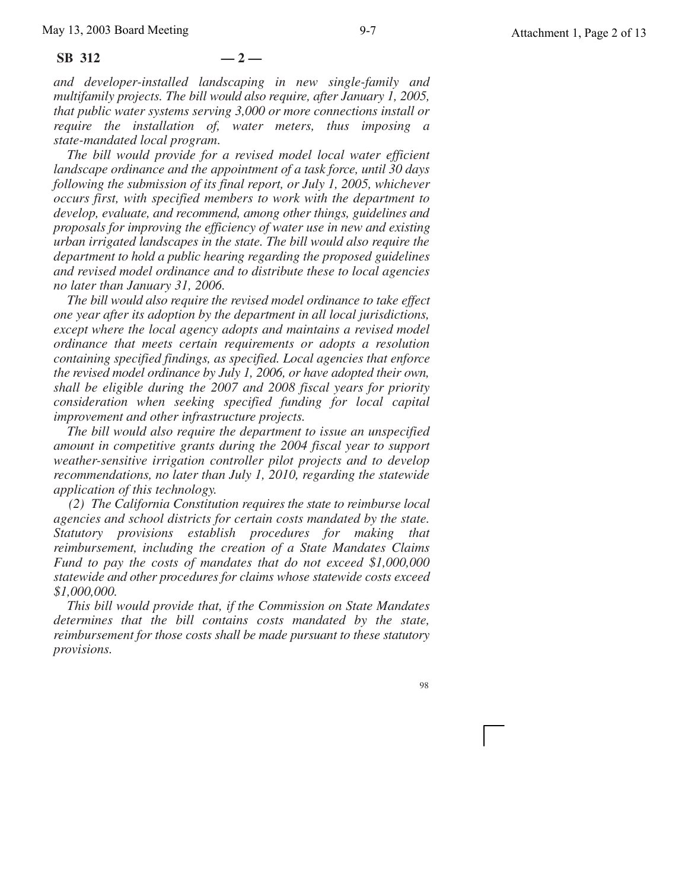*and developer-installed landscaping in new single-family and multifamily projects. The bill would also require, after January 1, 2005, that public water systems serving 3,000 or more connections install or require the installation of, water meters, thus imposing a state-mandated local program.*

*The bill would provide for a revised model local water efficient landscape ordinance and the appointment of a task force, until 30 days following the submission of its final report, or July 1, 2005, whichever occurs first, with specified members to work with the department to develop, evaluate, and recommend, among other things, guidelines and proposals for improving the efficiency of water use in new and existing urban irrigated landscapes in the state. The bill would also require the department to hold a public hearing regarding the proposed guidelines and revised model ordinance and to distribute these to local agencies no later than January 31, 2006.*

*The bill would also require the revised model ordinance to take effect one year after its adoption by the department in all local jurisdictions, except where the local agency adopts and maintains a revised model ordinance that meets certain requirements or adopts a resolution containing specified findings, as specified. Local agencies that enforce the revised model ordinance by July 1, 2006, or have adopted their own, shall be eligible during the 2007 and 2008 fiscal years for priority consideration when seeking specified funding for local capital improvement and other infrastructure projects.*

*The bill would also require the department to issue an unspecified amount in competitive grants during the 2004 fiscal year to support weather-sensitive irrigation controller pilot projects and to develop recommendations, no later than July 1, 2010, regarding the statewide application of this technology.*

*(2) The California Constitution requires the state to reimburse local agencies and school districts for certain costs mandated by the state. Statutory provisions establish procedures for making that reimbursement, including the creation of a State Mandates Claims Fund to pay the costs of mandates that do not exceed $1,000,000 statewide and other procedures for claims whose statewide costs exceed $1,000,000.*

*This bill would provide that, if the Commission on State Mandates determines that the bill contains costs mandated by the state, reimbursement for those costs shall be made pursuant to these statutory provisions.*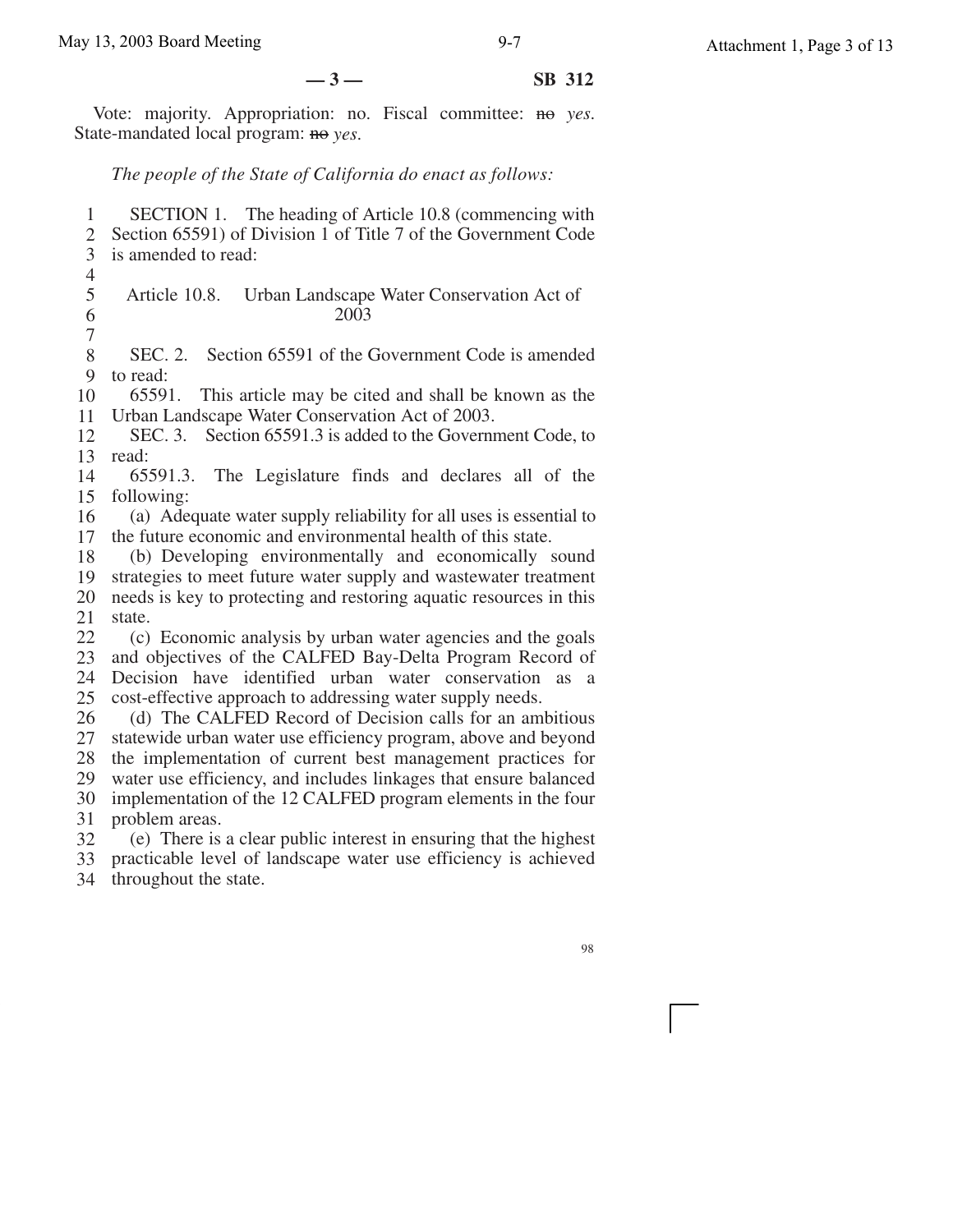Vote: majority. Appropriation: no. Fiscal committee: ~~no~~ *yes*. State-mandated local program: ~~no~~ *yes*.

*The people of the State of California do enact as follows:*

SECTION 1. The heading of Article 10.8 (commencing with Section 65591) of Division 1 of Title 7 of the Government Code is amended to read:

Article 10.8. Urban Landscape Water Conservation Act of 2003

SEC. 2. Section 65591 of the Government Code is amended to read:

65591. This article may be cited and shall be known as the Urban Landscape Water Conservation Act of 2003.

SEC. 3. Section 65591.3 is added to the Government Code, to read:

65591.3. The Legislature finds and declares all of the following:

(a) Adequate water supply reliability for all uses is essential to the future economic and environmental health of this state.

(b) Developing environmentally and economically sound strategies to meet future water supply and wastewater treatment needs is key to protecting and restoring aquatic resources in this state.

(c) Economic analysis by urban water agencies and the goals and objectives of the CALFED Bay-Delta Program Record of Decision have identified urban water conservation as a cost-effective approach to addressing water supply needs.

(d) The CALFED Record of Decision calls for an ambitious statewide urban water use efficiency program, above and beyond the implementation of current best management practices for water use efficiency, and includes linkages that ensure balanced implementation of the 12 CALFED program elements in the four problem areas.

(e) There is a clear public interest in ensuring that the highest practicable level of landscape water use efficiency is achieved throughout the state.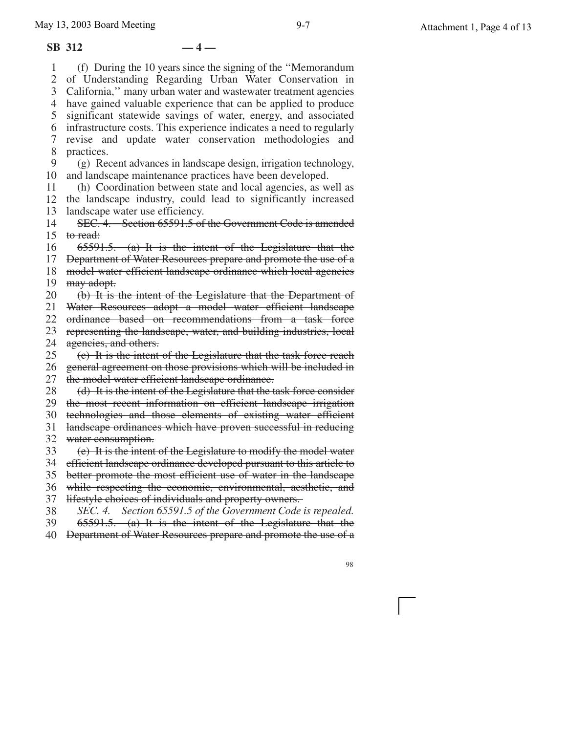**SB 312 — 4 —**

(f) During the 10 years since the signing of the ''Memorandum of Understanding Regarding Urban Water Conservation in California,'' many urban water and wastewater treatment agencies have gained valuable experience that can be applied to produce significant statewide savings of water, energy, and associated infrastructure costs. This experience indicates a need to regularly revise and update water conservation methodologies and practices.

(g) Recent advances in landscape design, irrigation technology, and landscape maintenance practices have been developed.

(h) Coordination between state and local agencies, as well as the landscape industry, could lead to significantly increased landscape water use efficiency.

~~SEC. 4. Section 65591.5 of the Government Code is amended to read:~~

~~65591.5. (a) It is the intent of the Legislature that the Department of Water Resources prepare and promote the use of a model water-efficient landscape ordinance which local agencies may adopt.~~

~~(b) It is the intent of the Legislature that the Department of Water Resources adopt a model water efficient landscape ordinance based on recommendations from a task force representing the landscape, water, and building industries, local agencies, and others.~~

~~(c) It is the intent of the Legislature that the task force reach general agreement on those provisions which will be included in the model water efficient landscape ordinance.~~

~~(d) It is the intent of the Legislature that the task force consider the most recent information on efficient landscape irrigation technologies and those elements of existing water efficient landscape ordinances which have proven successful in reducing water consumption.~~

~~(e) It is the intent of the Legislature to modify the model water efficient landscape ordinance developed pursuant to this article to better promote the most efficient use of water in the landscape while respecting the economic, environmental, aesthetic, and lifestyle choices of individuals and property owners.~~

*SEC. 4. Section 65591.5 of the Government Code is repealed.*

~~65591.5. (a) It is the intent of the Legislature that the Department of Water Resources prepare and promote the use of a~~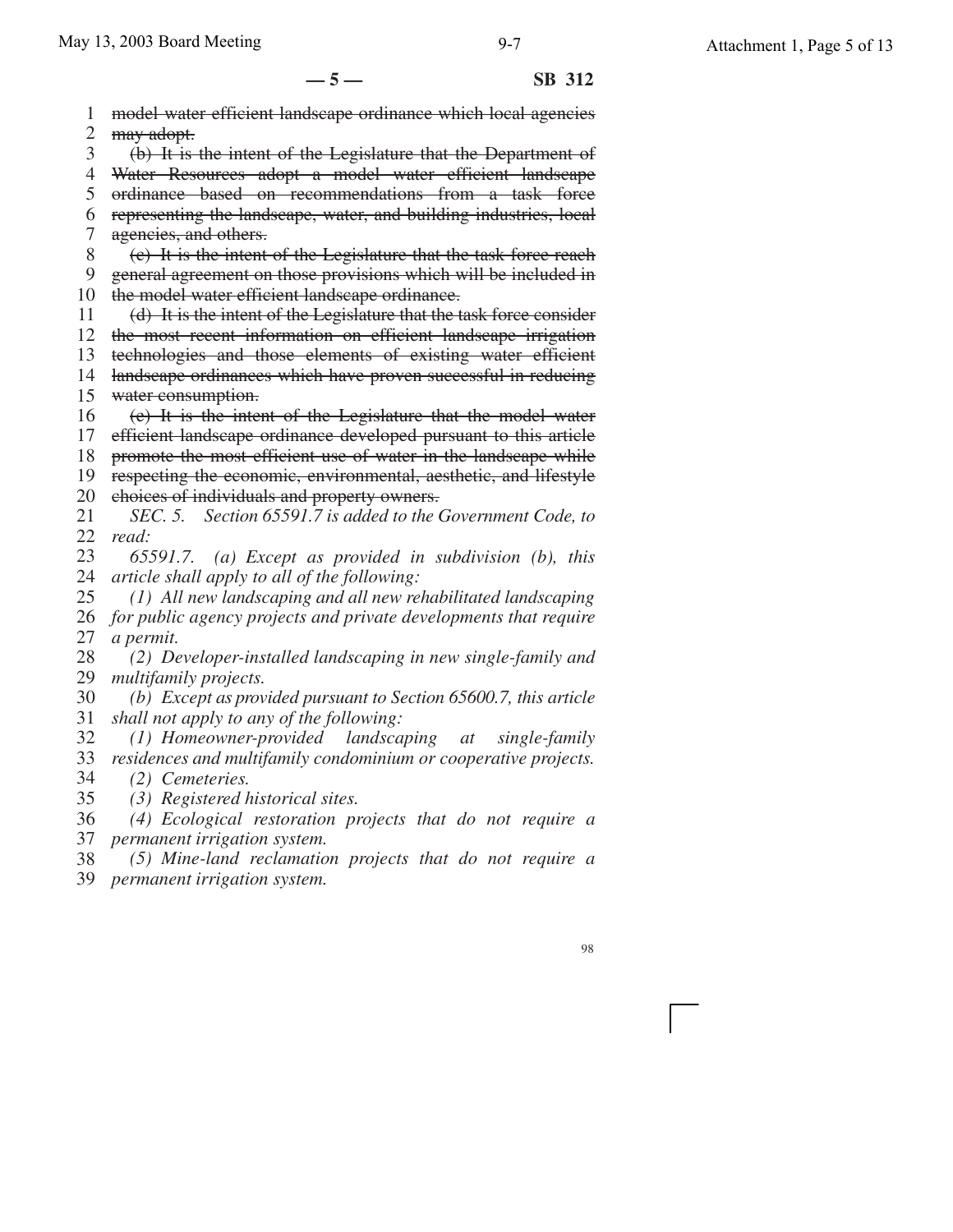~~model water efficient landscape ordinance which local agencies may adopt.~~

~~(b) It is the intent of the Legislature that the Department of Water Resources adopt a model water efficient landscape ordinance based on recommendations from a task force representing the landscape, water, and building industries, local agencies, and others.~~

~~(c) It is the intent of the Legislature that the task force reach general agreement on those provisions which will be included in the model water efficient landscape ordinance.~~

~~(d) It is the intent of the Legislature that the task force consider the most recent information on efficient landscape irrigation technologies and those elements of existing water efficient landscape ordinances which have proven successful in reducing water consumption.~~

~~(e) It is the intent of the Legislature that the model water efficient landscape ordinance developed pursuant to this article promote the most efficient use of water in the landscape while respecting the economic, environmental, aesthetic, and lifestyle choices of individuals and property owners.~~

*SEC. 5. Section 65591.7 is added to the Government Code, to read:*

*65591.7. (a) Except as provided in subdivision (b), this article shall apply to all of the following:*

*(1) All new landscaping and all new rehabilitated landscaping for public agency projects and private developments that require a permit.*

*(2) Developer-installed landscaping in new single-family and multifamily projects.*

*(b) Except as provided pursuant to Section 65600.7, this article shall not apply to any of the following:*

*(1) Homeowner-provided landscaping at single-family residences and multifamily condominium or cooperative projects.*

*(2) Cemeteries.*

*(3) Registered historical sites.*

*(4) Ecological restoration projects that do not require a permanent irrigation system.*

*(5) Mine-land reclamation projects that do not require a permanent irrigation system.*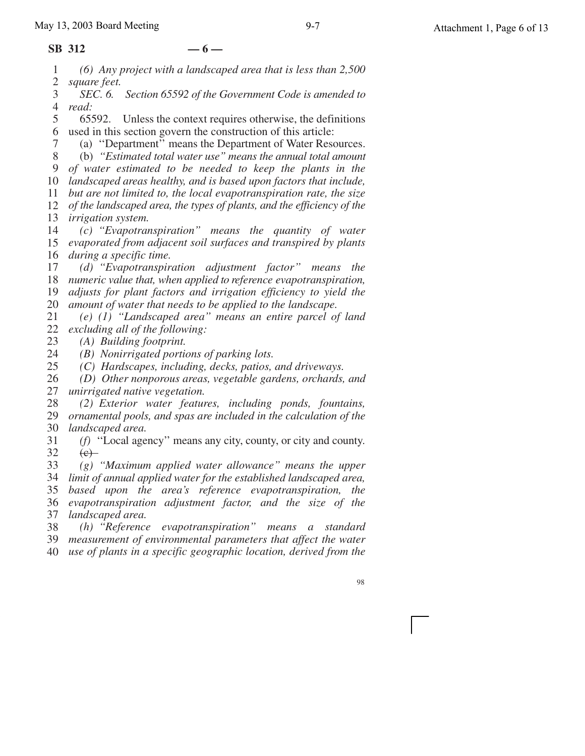*(6) Any project with a landscaped area that is less than 2,500 square feet.*

*SEC. 6. Section 65592 of the Government Code is amended to read:*

65592. Unless the context requires otherwise, the definitions used in this section govern the construction of this article:

(a) ''Department'' means the Department of Water Resources.

(b) *"Estimated total water use" means the annual total amount of water estimated to be needed to keep the plants in the landscaped areas healthy, and is based upon factors that include, but are not limited to, the local evapotranspiration rate, the size of the landscaped area, the types of plants, and the efficiency of the irrigation system.*

*(c) "Evapotranspiration" means the quantity of water evaporated from adjacent soil surfaces and transpired by plants during a specific time.*

*(d) "Evapotranspiration adjustment factor" means the numeric value that, when applied to reference evapotranspiration, adjusts for plant factors and irrigation efficiency to yield the amount of water that needs to be applied to the landscape.*

*(e) (1) "Landscaped area" means an entire parcel of land excluding all of the following:*

*(A) Building footprint.*

*(B) Nonirrigated portions of parking lots.*

*(C) Hardscapes, including, decks, patios, and driveways.*

*(D) Other nonporous areas, vegetable gardens, orchards, and unirrigated native vegetation.*

*(2) Exterior water features, including ponds, fountains, ornamental pools, and spas are included in the calculation of the landscaped area.*

*(f)* ''Local agency'' means any city, county, or city and county.

~~(c)~~

*(g) "Maximum applied water allowance" means the upper limit of annual applied water for the established landscaped area, based upon the area's reference evapotranspiration, the evapotranspiration adjustment factor, and the size of the landscaped area.*

*(h) "Reference evapotranspiration" means a standard measurement of environmental parameters that affect the water use of plants in a specific geographic location, derived from the*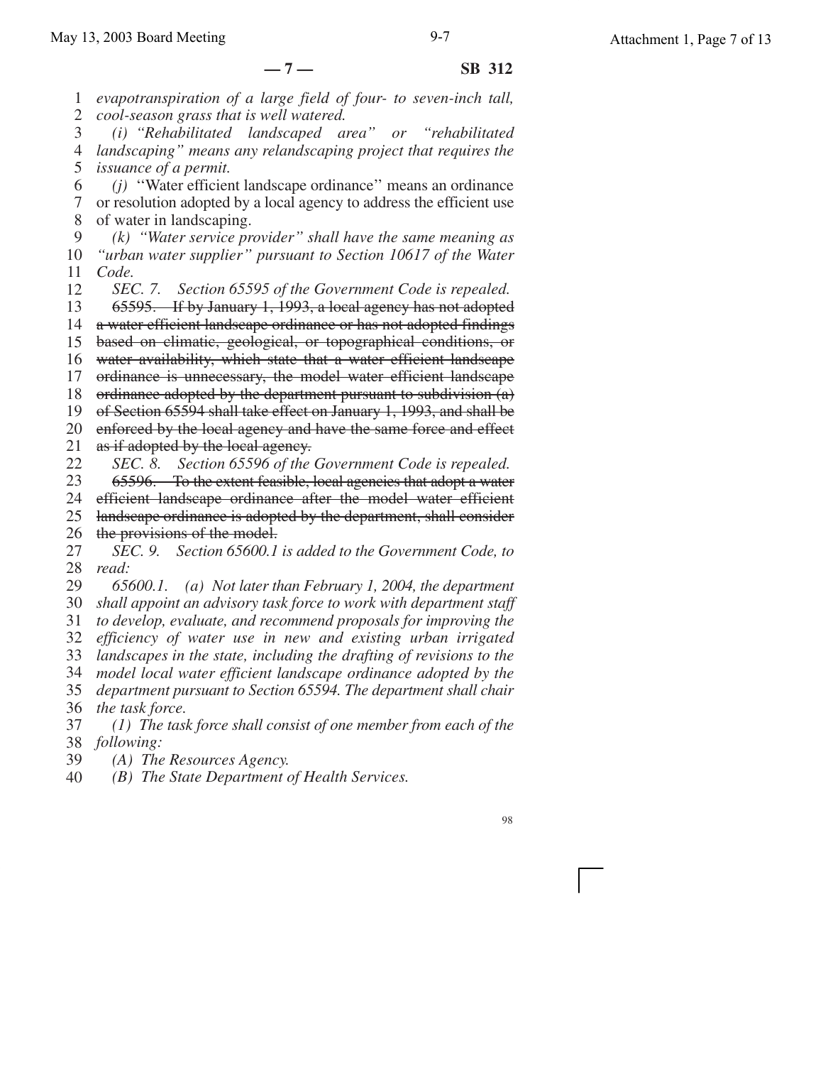*evapotranspiration of a large field of four- to seven-inch tall, cool-season grass that is well watered.*

*(i) "Rehabilitated landscaped area" or "rehabilitated landscaping" means any relandscaping project that requires the issuance of a permit.*

*(j)* "Water efficient landscape ordinance" means an ordinance or resolution adopted by a local agency to address the efficient use of water in landscaping.

*(k) "Water service provider" shall have the same meaning as "urban water supplier" pursuant to Section 10617 of the Water Code.*

*SEC. 7. Section 65595 of the Government Code is repealed.*

~~65595. If by January 1, 1993, a local agency has not adopted a water efficient landscape ordinance or has not adopted findings based on climatic, geological, or topographical conditions, or water availability, which state that a water efficient landscape ordinance is unnecessary, the model water efficient landscape ordinance adopted by the department pursuant to subdivision (a) of Section 65594 shall take effect on January 1, 1993, and shall be enforced by the local agency and have the same force and effect as if adopted by the local agency.~~

*SEC. 8. Section 65596 of the Government Code is repealed.*

~~65596. To the extent feasible, local agencies that adopt a water efficient landscape ordinance after the model water efficient landscape ordinance is adopted by the department, shall consider the provisions of the model.~~

*SEC. 9. Section 65600.1 is added to the Government Code, to read:*

*65600.1. (a) Not later than February 1, 2004, the department shall appoint an advisory task force to work with department staff to develop, evaluate, and recommend proposals for improving the efficiency of water use in new and existing urban irrigated landscapes in the state, including the drafting of revisions to the model local water efficient landscape ordinance adopted by the department pursuant to Section 65594. The department shall chair the task force.*

*(1) The task force shall consist of one member from each of the following:*

*(A) The Resources Agency.*

*(B) The State Department of Health Services.*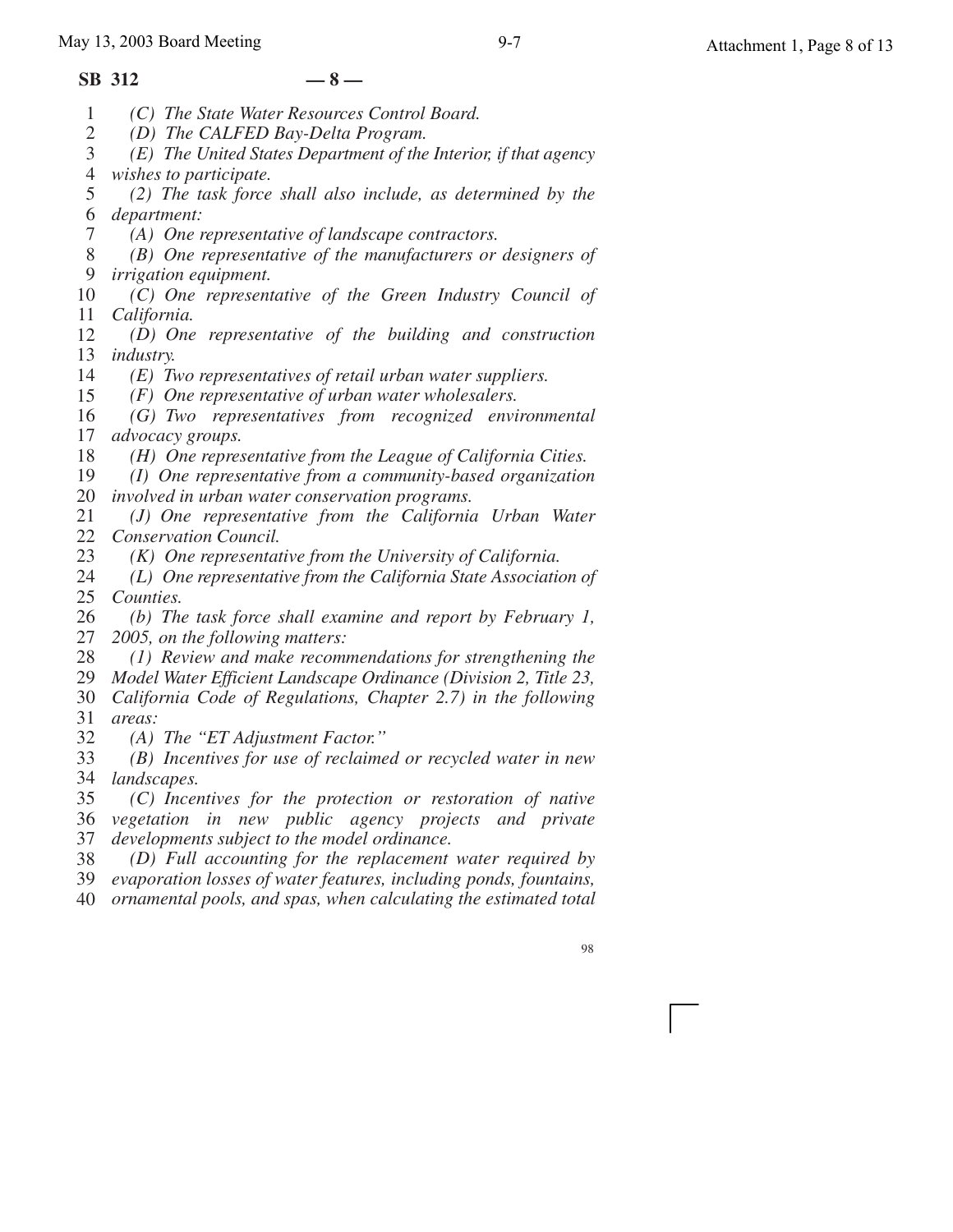*(C) The State Water Resources Control Board.*

*(D) The CALFED Bay-Delta Program.*

*(E) The United States Department of the Interior, if that agency wishes to participate.*

*(2) The task force shall also include, as determined by the department:*

*(A) One representative of landscape contractors.*

*(B) One representative of the manufacturers or designers of irrigation equipment.*

*(C) One representative of the Green Industry Council of California.*

*(D) One representative of the building and construction industry.*

*(E) Two representatives of retail urban water suppliers.*

*(F) One representative of urban water wholesalers.*

*(G) Two representatives from recognized environmental advocacy groups.*

*(H) One representative from the League of California Cities.*

*(I) One representative from a community-based organization involved in urban water conservation programs.*

*(J) One representative from the California Urban Water Conservation Council.*

*(K) One representative from the University of California.*

*(L) One representative from the California State Association of Counties.*

*(b) The task force shall examine and report by February 1, 2005, on the following matters:*

*(1) Review and make recommendations for strengthening the Model Water Efficient Landscape Ordinance (Division 2, Title 23, California Code of Regulations, Chapter 2.7) in the following areas:*

*(A) The "ET Adjustment Factor."*

*(B) Incentives for use of reclaimed or recycled water in new landscapes.*

*(C) Incentives for the protection or restoration of native vegetation in new public agency projects and private developments subject to the model ordinance.*

*(D) Full accounting for the replacement water required by evaporation losses of water features, including ponds, fountains, ornamental pools, and spas, when calculating the estimated total*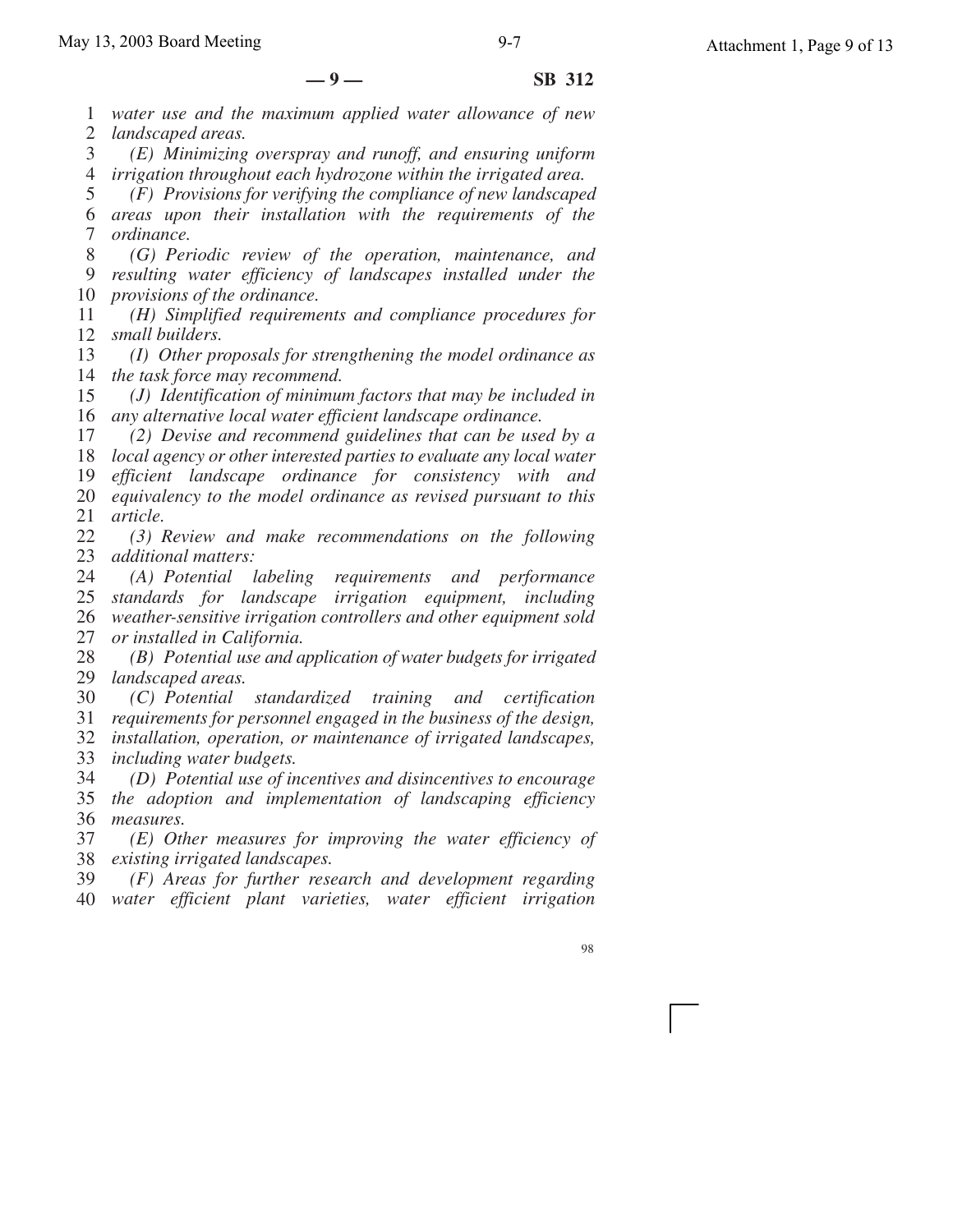*water use and the maximum applied water allowance of new landscaped areas.*

*(E) Minimizing overspray and runoff, and ensuring uniform irrigation throughout each hydrozone within the irrigated area.*

*(F) Provisions for verifying the compliance of new landscaped areas upon their installation with the requirements of the ordinance.*

*(G) Periodic review of the operation, maintenance, and resulting water efficiency of landscapes installed under the provisions of the ordinance.*

*(H) Simplified requirements and compliance procedures for small builders.*

*(I) Other proposals for strengthening the model ordinance as the task force may recommend.*

*(J) Identification of minimum factors that may be included in any alternative local water efficient landscape ordinance.*

*(2) Devise and recommend guidelines that can be used by a local agency or other interested parties to evaluate any local water efficient landscape ordinance for consistency with and equivalency to the model ordinance as revised pursuant to this article.*

*(3) Review and make recommendations on the following additional matters:*

*(A) Potential labeling requirements and performance standards for landscape irrigation equipment, including weather-sensitive irrigation controllers and other equipment sold or installed in California.*

*(B) Potential use and application of water budgets for irrigated landscaped areas.*

*(C) Potential standardized training and certification requirements for personnel engaged in the business of the design, installation, operation, or maintenance of irrigated landscapes, including water budgets.*

*(D) Potential use of incentives and disincentives to encourage the adoption and implementation of landscaping efficiency measures.*

*(E) Other measures for improving the water efficiency of existing irrigated landscapes.*

*(F) Areas for further research and development regarding water efficient plant varieties, water efficient irrigation*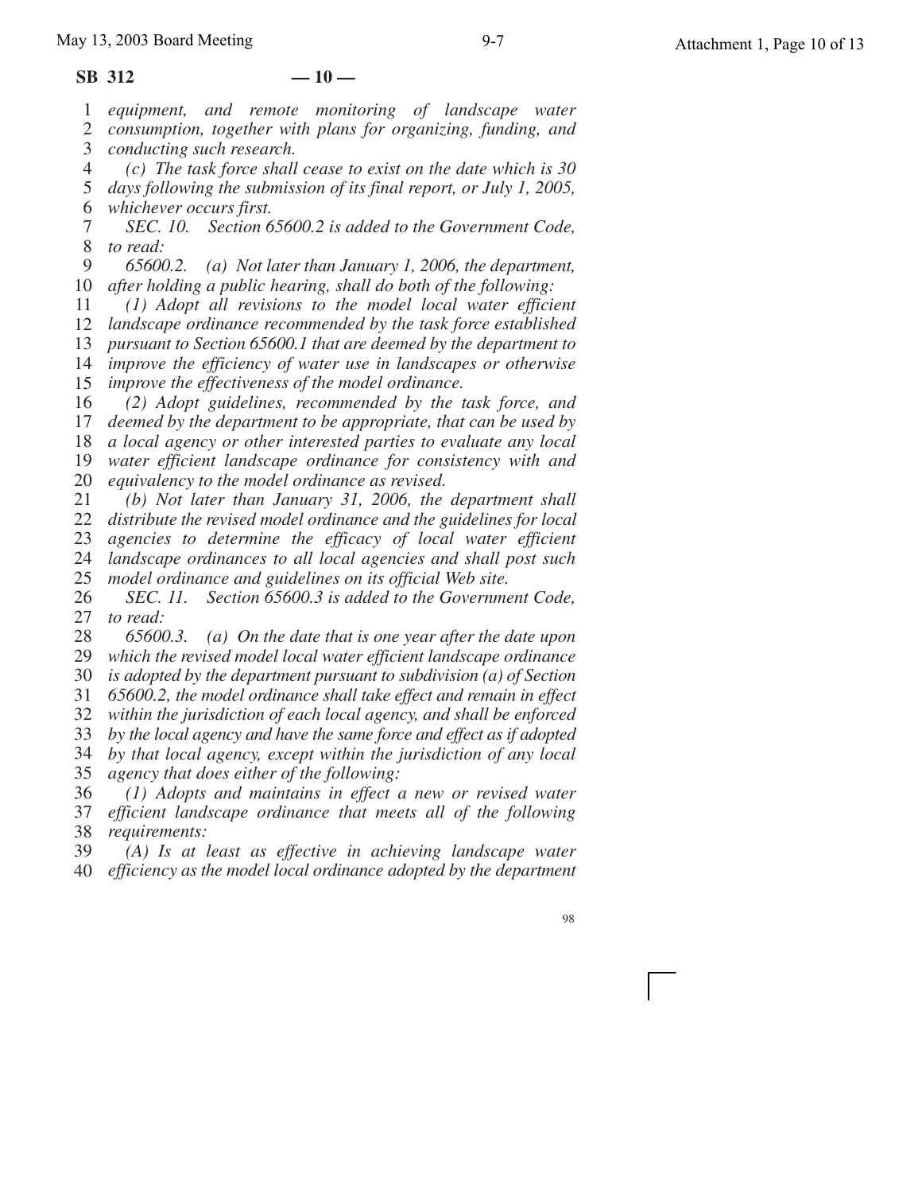*equipment, and remote monitoring of landscape water consumption, together with plans for organizing, funding, and conducting such research.*

*(c) The task force shall cease to exist on the date which is 30 days following the submission of its final report, or July 1, 2005, whichever occurs first.*

*SEC. 10. Section 65600.2 is added to the Government Code, to read:*

*65600.2. (a) Not later than January 1, 2006, the department, after holding a public hearing, shall do both of the following:*

*(1) Adopt all revisions to the model local water efficient landscape ordinance recommended by the task force established pursuant to Section 65600.1 that are deemed by the department to improve the efficiency of water use in landscapes or otherwise improve the effectiveness of the model ordinance.*

*(2) Adopt guidelines, recommended by the task force, and deemed by the department to be appropriate, that can be used by a local agency or other interested parties to evaluate any local water efficient landscape ordinance for consistency with and equivalency to the model ordinance as revised.*

*(b) Not later than January 31, 2006, the department shall distribute the revised model ordinance and the guidelines for local agencies to determine the efficacy of local water efficient landscape ordinances to all local agencies and shall post such model ordinance and guidelines on its official Web site.*

*SEC. 11. Section 65600.3 is added to the Government Code, to read:*

*65600.3. (a) On the date that is one year after the date upon which the revised model local water efficient landscape ordinance is adopted by the department pursuant to subdivision (a) of Section 65600.2, the model ordinance shall take effect and remain in effect within the jurisdiction of each local agency, and shall be enforced by the local agency and have the same force and effect as if adopted by that local agency, except within the jurisdiction of any local agency that does either of the following:*

*(1) Adopts and maintains in effect a new or revised water efficient landscape ordinance that meets all of the following requirements:*

*(A) Is at least as effective in achieving landscape water efficiency as the model local ordinance adopted by the department*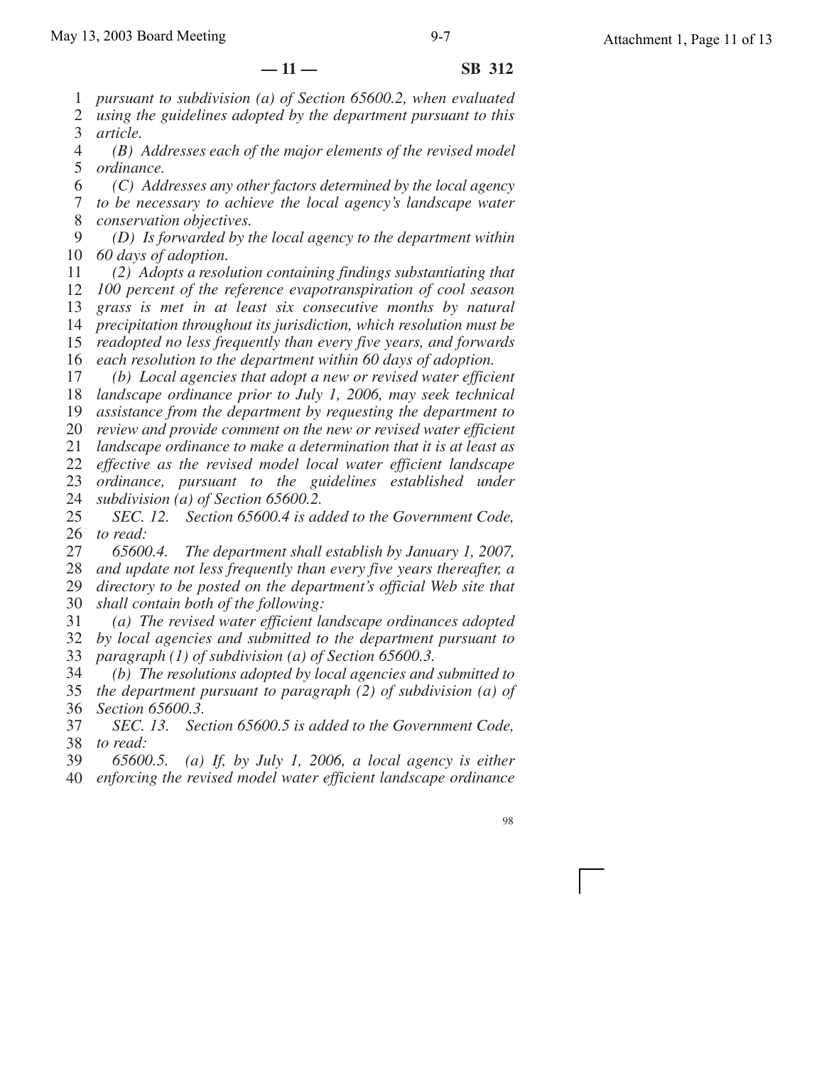*pursuant to subdivision (a) of Section 65600.2, when evaluated using the guidelines adopted by the department pursuant to this article.*

*(B) Addresses each of the major elements of the revised model ordinance.*

*(C) Addresses any other factors determined by the local agency to be necessary to achieve the local agency's landscape water conservation objectives.*

*(D) Is forwarded by the local agency to the department within 60 days of adoption.*

*(2) Adopts a resolution containing findings substantiating that 100 percent of the reference evapotranspiration of cool season grass is met in at least six consecutive months by natural precipitation throughout its jurisdiction, which resolution must be readopted no less frequently than every five years, and forwards each resolution to the department within 60 days of adoption.*

*(b) Local agencies that adopt a new or revised water efficient landscape ordinance prior to July 1, 2006, may seek technical assistance from the department by requesting the department to review and provide comment on the new or revised water efficient landscape ordinance to make a determination that it is at least as effective as the revised model local water efficient landscape ordinance, pursuant to the guidelines established under subdivision (a) of Section 65600.2.*

*SEC. 12. Section 65600.4 is added to the Government Code, to read:*

*65600.4. The department shall establish by January 1, 2007, and update not less frequently than every five years thereafter, a directory to be posted on the department's official Web site that shall contain both of the following:*

*(a) The revised water efficient landscape ordinances adopted by local agencies and submitted to the department pursuant to paragraph (1) of subdivision (a) of Section 65600.3.*

*(b) The resolutions adopted by local agencies and submitted to the department pursuant to paragraph (2) of subdivision (a) of Section 65600.3.*

*SEC. 13. Section 65600.5 is added to the Government Code, to read:*

*65600.5. (a) If, by July 1, 2006, a local agency is either enforcing the revised model water efficient landscape ordinance*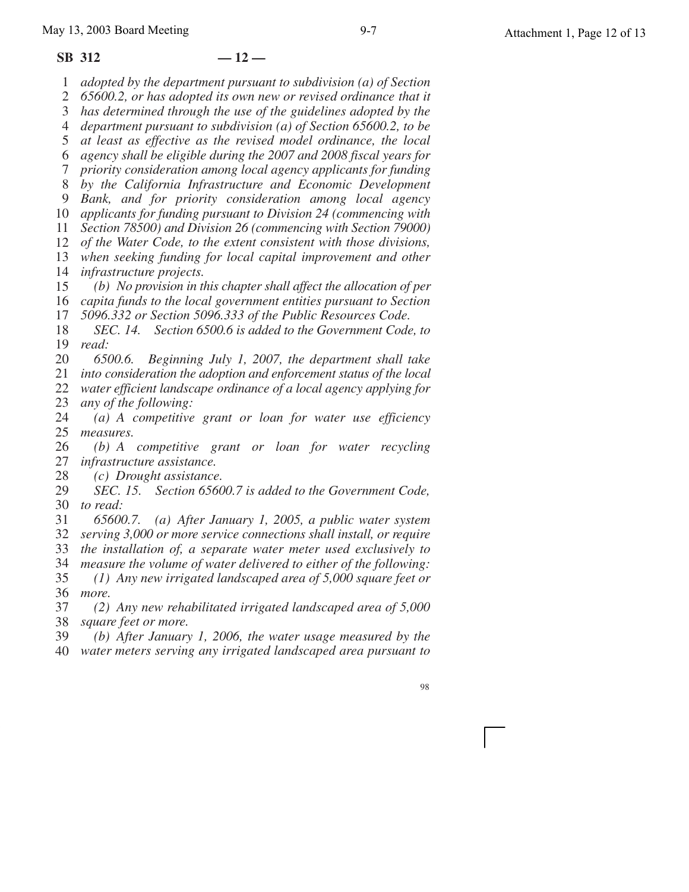*adopted by the department pursuant to subdivision (a) of Section 65600.2, or has adopted its own new or revised ordinance that it has determined through the use of the guidelines adopted by the department pursuant to subdivision (a) of Section 65600.2, to be at least as effective as the revised model ordinance, the local agency shall be eligible during the 2007 and 2008 fiscal years for priority consideration among local agency applicants for funding by the California Infrastructure and Economic Development Bank, and for priority consideration among local agency applicants for funding pursuant to Division 24 (commencing with Section 78500) and Division 26 (commencing with Section 79000) of the Water Code, to the extent consistent with those divisions, when seeking funding for local capital improvement and other infrastructure projects.*

*(b) No provision in this chapter shall affect the allocation of per capita funds to the local government entities pursuant to Section 5096.332 or Section 5096.333 of the Public Resources Code.*

*SEC. 14. Section 6500.6 is added to the Government Code, to read:*

*6500.6. Beginning July 1, 2007, the department shall take into consideration the adoption and enforcement status of the local water efficient landscape ordinance of a local agency applying for any of the following:*

*(a) A competitive grant or loan for water use efficiency measures.*

*(b) A competitive grant or loan for water recycling infrastructure assistance.*

*(c) Drought assistance.*

*SEC. 15. Section 65600.7 is added to the Government Code, to read:*

*65600.7. (a) After January 1, 2005, a public water system serving 3,000 or more service connections shall install, or require the installation of, a separate water meter used exclusively to measure the volume of water delivered to either of the following:*

*(1) Any new irrigated landscaped area of 5,000 square feet or more.*

*(2) Any new rehabilitated irrigated landscaped area of 5,000 square feet or more.*

*(b) After January 1, 2006, the water usage measured by the water meters serving any irrigated landscaped area pursuant to*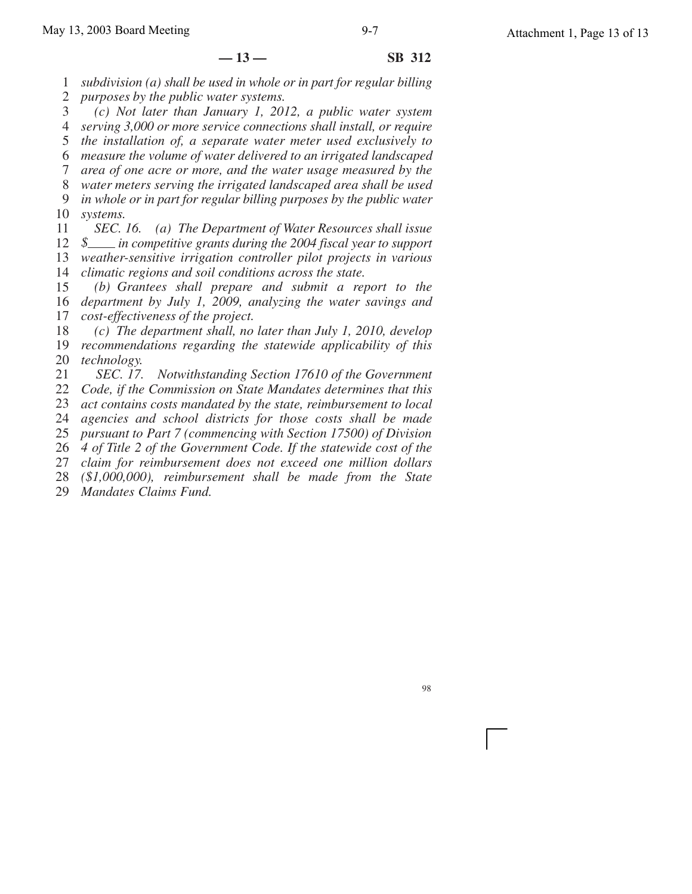*subdivision (a) shall be used in whole or in part for regular billing purposes by the public water systems.*

*(c) Not later than January 1, 2012, a public water system serving 3,000 or more service connections shall install, or require the installation of, a separate water meter used exclusively to measure the volume of water delivered to an irrigated landscaped area of one acre or more, and the water usage measured by the water meters serving the irrigated landscaped area shall be used in whole or in part for regular billing purposes by the public water systems.*

*SEC. 16. (a) The Department of Water Resources shall issue $____ in competitive grants during the 2004 fiscal year to support weather-sensitive irrigation controller pilot projects in various climatic regions and soil conditions across the state.*

*(b) Grantees shall prepare and submit a report to the department by July 1, 2009, analyzing the water savings and cost-effectiveness of the project.*

*(c) The department shall, no later than July 1, 2010, develop recommendations regarding the statewide applicability of this technology.*

*SEC. 17. Notwithstanding Section 17610 of the Government Code, if the Commission on State Mandates determines that this act contains costs mandated by the state, reimbursement to local agencies and school districts for those costs shall be made pursuant to Part 7 (commencing with Section 17500) of Division 4 of Title 2 of the Government Code. If the statewide cost of the claim for reimbursement does not exceed one million dollars ($1,000,000), reimbursement shall be made from the State Mandates Claims Fund.*